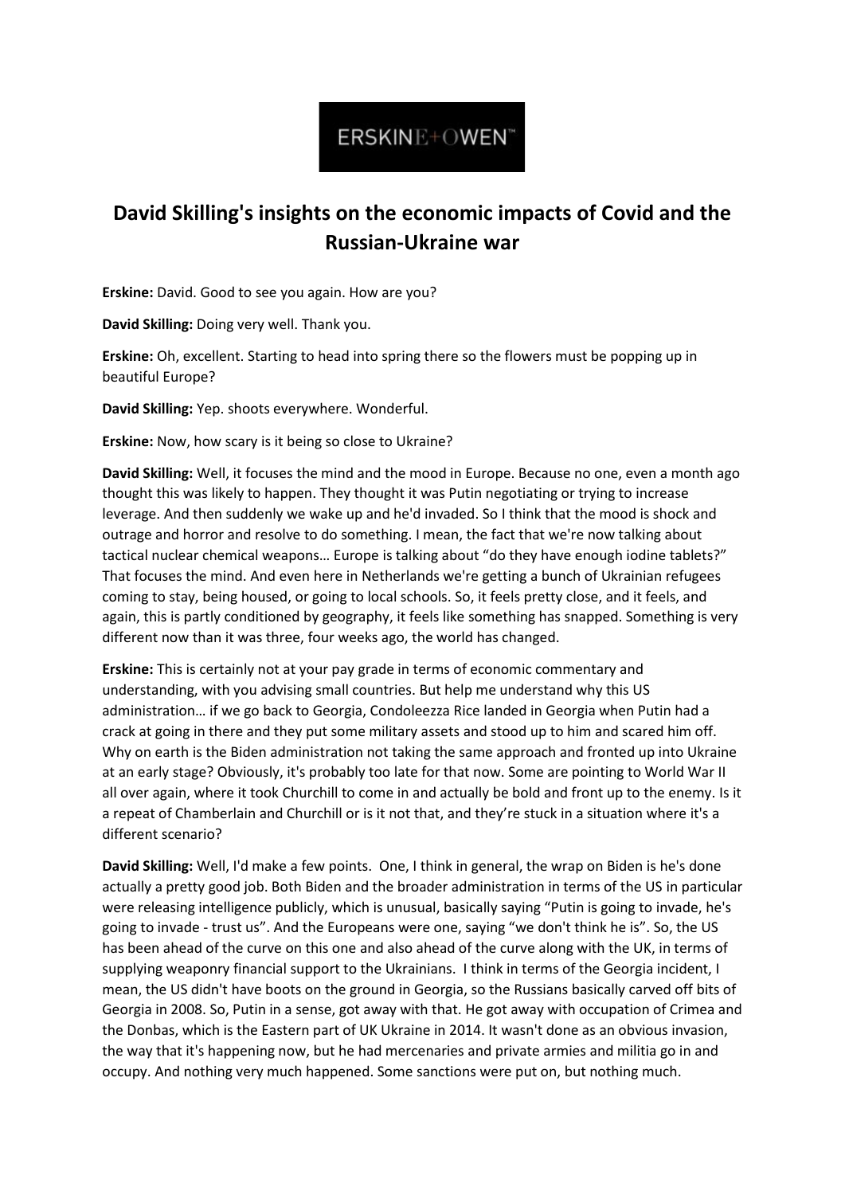ERSKINE+OWEN™

# David Skilling's insights on the economic impacts of Covid and the Russian-Ukraine war

**Erskine:** David. Good to see you again. How are you?

**David Skilling:** Doing very well. Thank you.

**Erskine:** Oh, excellent. Starting to head into spring there so the flowers must be popping up in beautiful Europe?

**David Skilling:** Yep. shoots everywhere. Wonderful.

**Erskine:** Now, how scary is it being so close to Ukraine?

**David Skilling:** Well, it focuses the mind and the mood in Europe. Because no one, even a month ago thought this was likely to happen. They thought it was Putin negotiating or trying to increase leverage. And then suddenly we wake up and he'd invaded. So I think that the mood is shock and outrage and horror and resolve to do something. I mean, the fact that we're now talking about tactical nuclear chemical weapons… Europe is talking about "do they have enough iodine tablets?" That focuses the mind. And even here in Netherlands we're getting a bunch of Ukrainian refugees coming to stay, being housed, or going to local schools. So, it feels pretty close, and it feels, and again, this is partly conditioned by geography, it feels like something has snapped. Something is very different now than it was three, four weeks ago, the world has changed.

**Erskine:** This is certainly not at your pay grade in terms of economic commentary and understanding, with you advising small countries. But help me understand why this US administration… if we go back to Georgia, Condoleezza Rice landed in Georgia when Putin had a crack at going in there and they put some military assets and stood up to him and scared him off. Why on earth is the Biden administration not taking the same approach and fronted up into Ukraine at an early stage? Obviously, it's probably too late for that now. Some are pointing to World War II all over again, where it took Churchill to come in and actually be bold and front up to the enemy. Is it a repeat of Chamberlain and Churchill or is it not that, and they're stuck in a situation where it's a different scenario?

**David Skilling:** Well, I'd make a few points. One, I think in general, the wrap on Biden is he's done actually a pretty good job. Both Biden and the broader administration in terms of the US in particular were releasing intelligence publicly, which is unusual, basically saying "Putin is going to invade, he's going to invade - trust us". And the Europeans were one, saying "we don't think he is". So, the US has been ahead of the curve on this one and also ahead of the curve along with the UK, in terms of supplying weaponry financial support to the Ukrainians. I think in terms of the Georgia incident, I mean, the US didn't have boots on the ground in Georgia, so the Russians basically carved off bits of Georgia in 2008. So, Putin in a sense, got away with that. He got away with occupation of Crimea and the Donbas, which is the Eastern part of UK Ukraine in 2014. It wasn't done as an obvious invasion, the way that it's happening now, but he had mercenaries and private armies and militia go in and occupy. And nothing very much happened. Some sanctions were put on, but nothing much.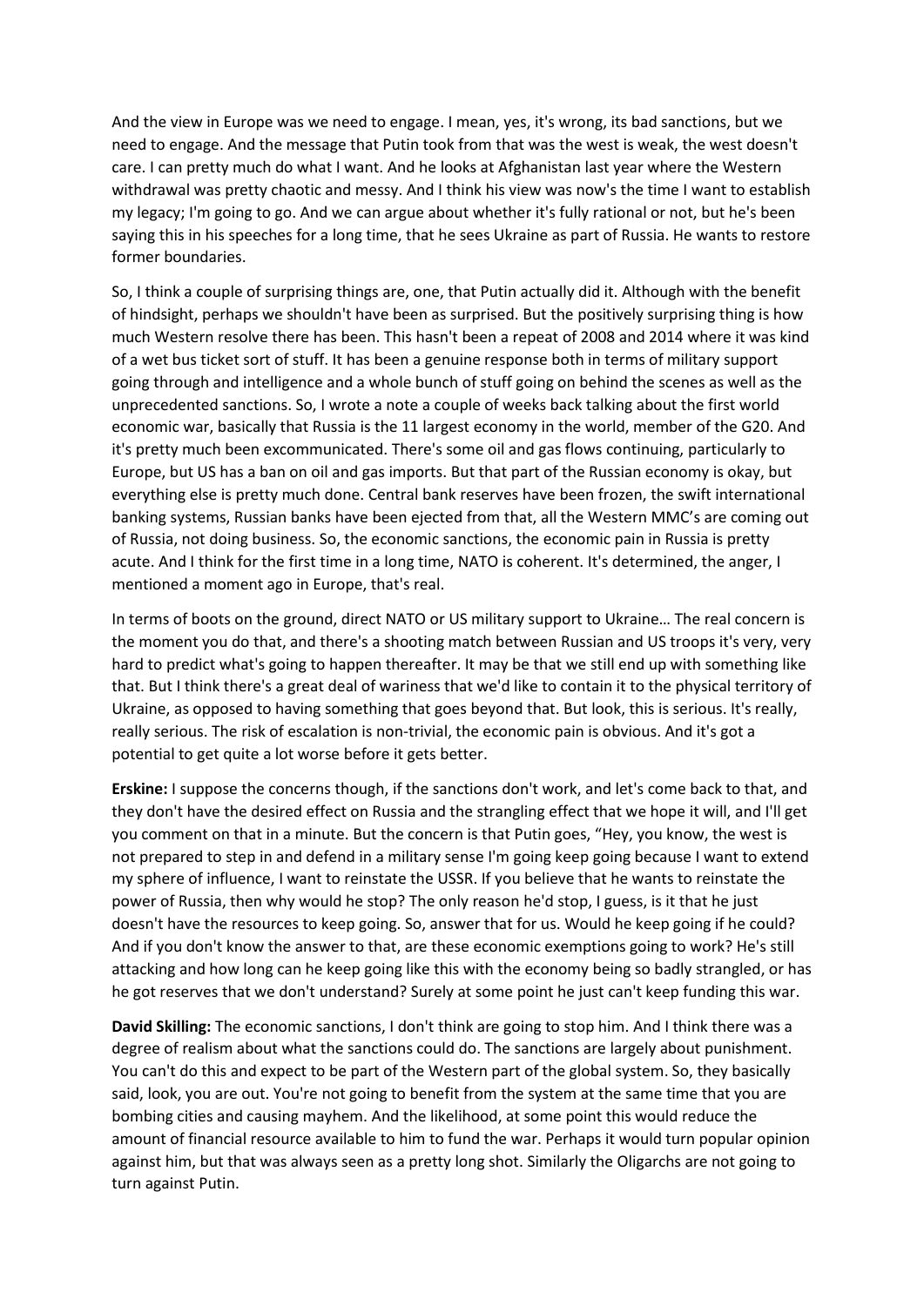And the view in Europe was we need to engage. I mean, yes, it's wrong, its bad sanctions, but we need to engage. And the message that Putin took from that was the west is weak, the west doesn't care. I can pretty much do what I want. And he looks at Afghanistan last year where the Western withdrawal was pretty chaotic and messy. And I think his view was now's the time I want to establish my legacy; I'm going to go. And we can argue about whether it's fully rational or not, but he's been saying this in his speeches for a long time, that he sees Ukraine as part of Russia. He wants to restore former boundaries.

So, I think a couple of surprising things are, one, that Putin actually did it. Although with the benefit of hindsight, perhaps we shouldn't have been as surprised. But the positively surprising thing is how much Western resolve there has been. This hasn't been a repeat of 2008 and 2014 where it was kind of a wet bus ticket sort of stuff. It has been a genuine response both in terms of military support going through and intelligence and a whole bunch of stuff going on behind the scenes as well as the unprecedented sanctions. So, I wrote a note a couple of weeks back talking about the first world economic war, basically that Russia is the 11 largest economy in the world, member of the G20. And it's pretty much been excommunicated. There's some oil and gas flows continuing, particularly to Europe, but US has a ban on oil and gas imports. But that part of the Russian economy is okay, but everything else is pretty much done. Central bank reserves have been frozen, the swift international banking systems, Russian banks have been ejected from that, all the Western MMC's are coming out of Russia, not doing business. So, the economic sanctions, the economic pain in Russia is pretty acute. And I think for the first time in a long time, NATO is coherent. It's determined, the anger, I mentioned a moment ago in Europe, that's real.

In terms of boots on the ground, direct NATO or US military support to Ukraine… The real concern is the moment you do that, and there's a shooting match between Russian and US troops it's very, very hard to predict what's going to happen thereafter. It may be that we still end up with something like that. But I think there's a great deal of wariness that we'd like to contain it to the physical territory of Ukraine, as opposed to having something that goes beyond that. But look, this is serious. It's really, really serious. The risk of escalation is non-trivial, the economic pain is obvious. And it's got a potential to get quite a lot worse before it gets better.

**Erskine:** I suppose the concerns though, if the sanctions don't work, and let's come back to that, and they don't have the desired effect on Russia and the strangling effect that we hope it will, and I'll get you comment on that in a minute. But the concern is that Putin goes, "Hey, you know, the west is not prepared to step in and defend in a military sense I'm going keep going because I want to extend my sphere of influence, I want to reinstate the USSR. If you believe that he wants to reinstate the power of Russia, then why would he stop? The only reason he'd stop, I guess, is it that he just doesn't have the resources to keep going. So, answer that for us. Would he keep going if he could? And if you don't know the answer to that, are these economic exemptions going to work? He's still attacking and how long can he keep going like this with the economy being so badly strangled, or has he got reserves that we don't understand? Surely at some point he just can't keep funding this war.

**David Skilling:** The economic sanctions, I don't think are going to stop him. And I think there was a degree of realism about what the sanctions could do. The sanctions are largely about punishment. You can't do this and expect to be part of the Western part of the global system. So, they basically said, look, you are out. You're not going to benefit from the system at the same time that you are bombing cities and causing mayhem. And the likelihood, at some point this would reduce the amount of financial resource available to him to fund the war. Perhaps it would turn popular opinion against him, but that was always seen as a pretty long shot. Similarly the Oligarchs are not going to turn against Putin.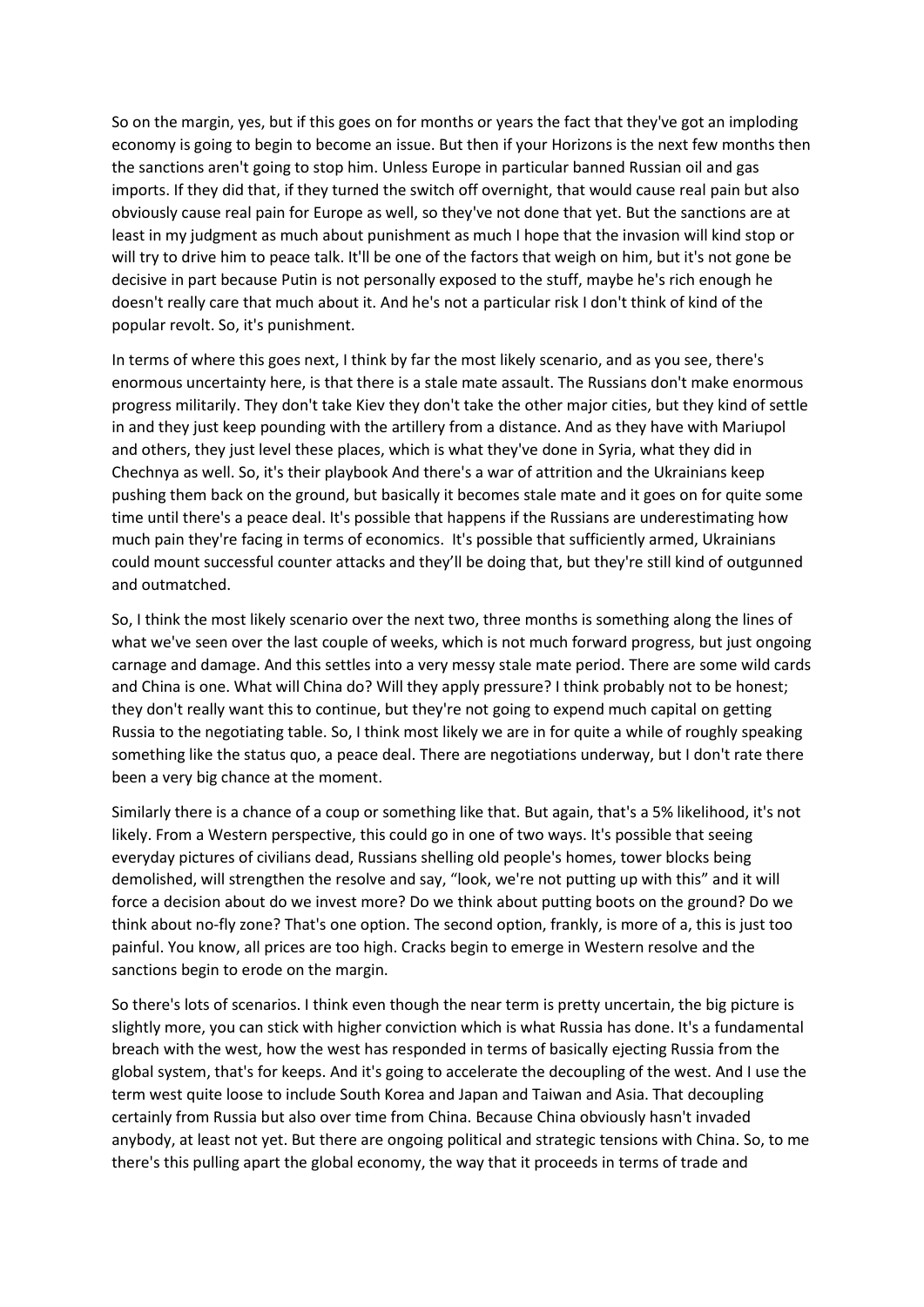So on the margin, yes, but if this goes on for months or years the fact that they've got an imploding economy is going to begin to become an issue. But then if your Horizons is the next few months then the sanctions aren't going to stop him. Unless Europe in particular banned Russian oil and gas imports. If they did that, if they turned the switch off overnight, that would cause real pain but also obviously cause real pain for Europe as well, so they've not done that yet. But the sanctions are at least in my judgment as much about punishment as much I hope that the invasion will kind stop or will try to drive him to peace talk. It'll be one of the factors that weigh on him, but it's not gone be decisive in part because Putin is not personally exposed to the stuff, maybe he's rich enough he doesn't really care that much about it. And he's not a particular risk I don't think of kind of the popular revolt. So, it's punishment.

In terms of where this goes next, I think by far the most likely scenario, and as you see, there's enormous uncertainty here, is that there is a stale mate assault. The Russians don't make enormous progress militarily. They don't take Kiev they don't take the other major cities, but they kind of settle in and they just keep pounding with the artillery from a distance. And as they have with Mariupol and others, they just level these places, which is what they've done in Syria, what they did in Chechnya as well. So, it's their playbook And there's a war of attrition and the Ukrainians keep pushing them back on the ground, but basically it becomes stale mate and it goes on for quite some time until there's a peace deal. It's possible that happens if the Russians are underestimating how much pain they're facing in terms of economics. It's possible that sufficiently armed, Ukrainians could mount successful counter attacks and they'll be doing that, but they're still kind of outgunned and outmatched.

So, I think the most likely scenario over the next two, three months is something along the lines of what we've seen over the last couple of weeks, which is not much forward progress, but just ongoing carnage and damage. And this settles into a very messy stale mate period. There are some wild cards and China is one. What will China do? Will they apply pressure? I think probably not to be honest; they don't really want this to continue, but they're not going to expend much capital on getting Russia to the negotiating table. So, I think most likely we are in for quite a while of roughly speaking something like the status quo, a peace deal. There are negotiations underway, but I don't rate there been a very big chance at the moment.

Similarly there is a chance of a coup or something like that. But again, that's a 5% likelihood, it's not likely. From a Western perspective, this could go in one of two ways. It's possible that seeing everyday pictures of civilians dead, Russians shelling old people's homes, tower blocks being demolished, will strengthen the resolve and say, "look, we're not putting up with this" and it will force a decision about do we invest more? Do we think about putting boots on the ground? Do we think about no-fly zone? That's one option. The second option, frankly, is more of a, this is just too painful. You know, all prices are too high. Cracks begin to emerge in Western resolve and the sanctions begin to erode on the margin.

So there's lots of scenarios. I think even though the near term is pretty uncertain, the big picture is slightly more, you can stick with higher conviction which is what Russia has done. It's a fundamental breach with the west, how the west has responded in terms of basically ejecting Russia from the global system, that's for keeps. And it's going to accelerate the decoupling of the west. And I use the term west quite loose to include South Korea and Japan and Taiwan and Asia. That decoupling certainly from Russia but also over time from China. Because China obviously hasn't invaded anybody, at least not yet. But there are ongoing political and strategic tensions with China. So, to me there's this pulling apart the global economy, the way that it proceeds in terms of trade and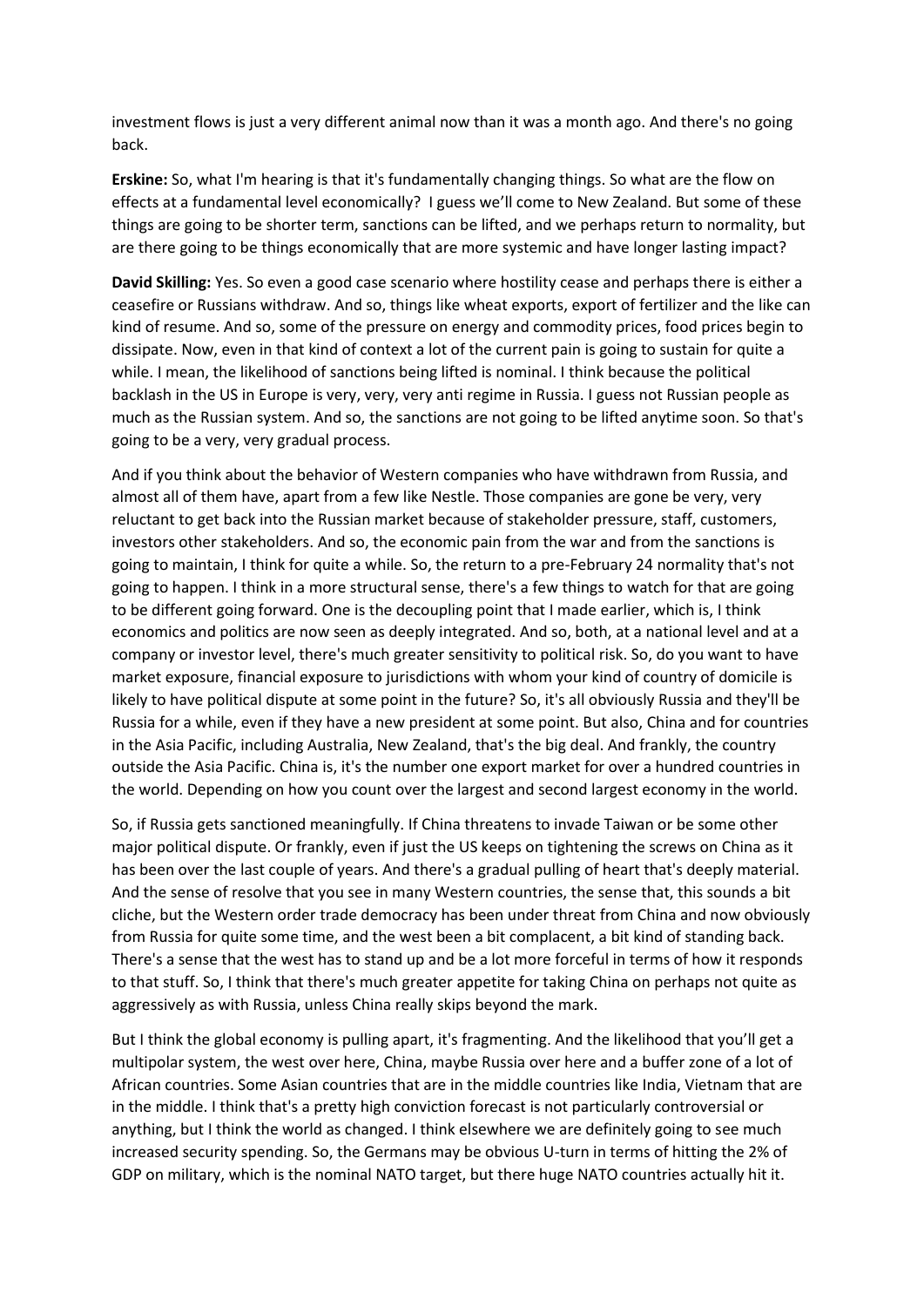investment flows is just a very different animal now than it was a month ago. And there's no going back.

**Erskine:** So, what I'm hearing is that it's fundamentally changing things. So what are the flow on effects at a fundamental level economically? I guess we'll come to New Zealand. But some of these things are going to be shorter term, sanctions can be lifted, and we perhaps return to normality, but are there going to be things economically that are more systemic and have longer lasting impact?

**David Skilling:** Yes. So even a good case scenario where hostility cease and perhaps there is either a ceasefire or Russians withdraw. And so, things like wheat exports, export of fertilizer and the like can kind of resume. And so, some of the pressure on energy and commodity prices, food prices begin to dissipate. Now, even in that kind of context a lot of the current pain is going to sustain for quite a while. I mean, the likelihood of sanctions being lifted is nominal. I think because the political backlash in the US in Europe is very, very, very anti regime in Russia. I guess not Russian people as much as the Russian system. And so, the sanctions are not going to be lifted anytime soon. So that's going to be a very, very gradual process.

And if you think about the behavior of Western companies who have withdrawn from Russia, and almost all of them have, apart from a few like Nestle. Those companies are gone be very, very reluctant to get back into the Russian market because of stakeholder pressure, staff, customers, investors other stakeholders. And so, the economic pain from the war and from the sanctions is going to maintain, I think for quite a while. So, the return to a pre-February 24 normality that's not going to happen. I think in a more structural sense, there's a few things to watch for that are going to be different going forward. One is the decoupling point that I made earlier, which is, I think economics and politics are now seen as deeply integrated. And so, both, at a national level and at a company or investor level, there's much greater sensitivity to political risk. So, do you want to have market exposure, financial exposure to jurisdictions with whom your kind of country of domicile is likely to have political dispute at some point in the future? So, it's all obviously Russia and they'll be Russia for a while, even if they have a new president at some point. But also, China and for countries in the Asia Pacific, including Australia, New Zealand, that's the big deal. And frankly, the country outside the Asia Pacific. China is, it's the number one export market for over a hundred countries in the world. Depending on how you count over the largest and second largest economy in the world.

So, if Russia gets sanctioned meaningfully. If China threatens to invade Taiwan or be some other major political dispute. Or frankly, even if just the US keeps on tightening the screws on China as it has been over the last couple of years. And there's a gradual pulling of heart that's deeply material. And the sense of resolve that you see in many Western countries, the sense that, this sounds a bit cliche, but the Western order trade democracy has been under threat from China and now obviously from Russia for quite some time, and the west been a bit complacent, a bit kind of standing back. There's a sense that the west has to stand up and be a lot more forceful in terms of how it responds to that stuff. So, I think that there's much greater appetite for taking China on perhaps not quite as aggressively as with Russia, unless China really skips beyond the mark.

But I think the global economy is pulling apart, it's fragmenting. And the likelihood that you'll get a multipolar system, the west over here, China, maybe Russia over here and a buffer zone of a lot of African countries. Some Asian countries that are in the middle countries like India, Vietnam that are in the middle. I think that's a pretty high conviction forecast is not particularly controversial or anything, but I think the world as changed. I think elsewhere we are definitely going to see much increased security spending. So, the Germans may be obvious U-turn in terms of hitting the 2% of GDP on military, which is the nominal NATO target, but there huge NATO countries actually hit it.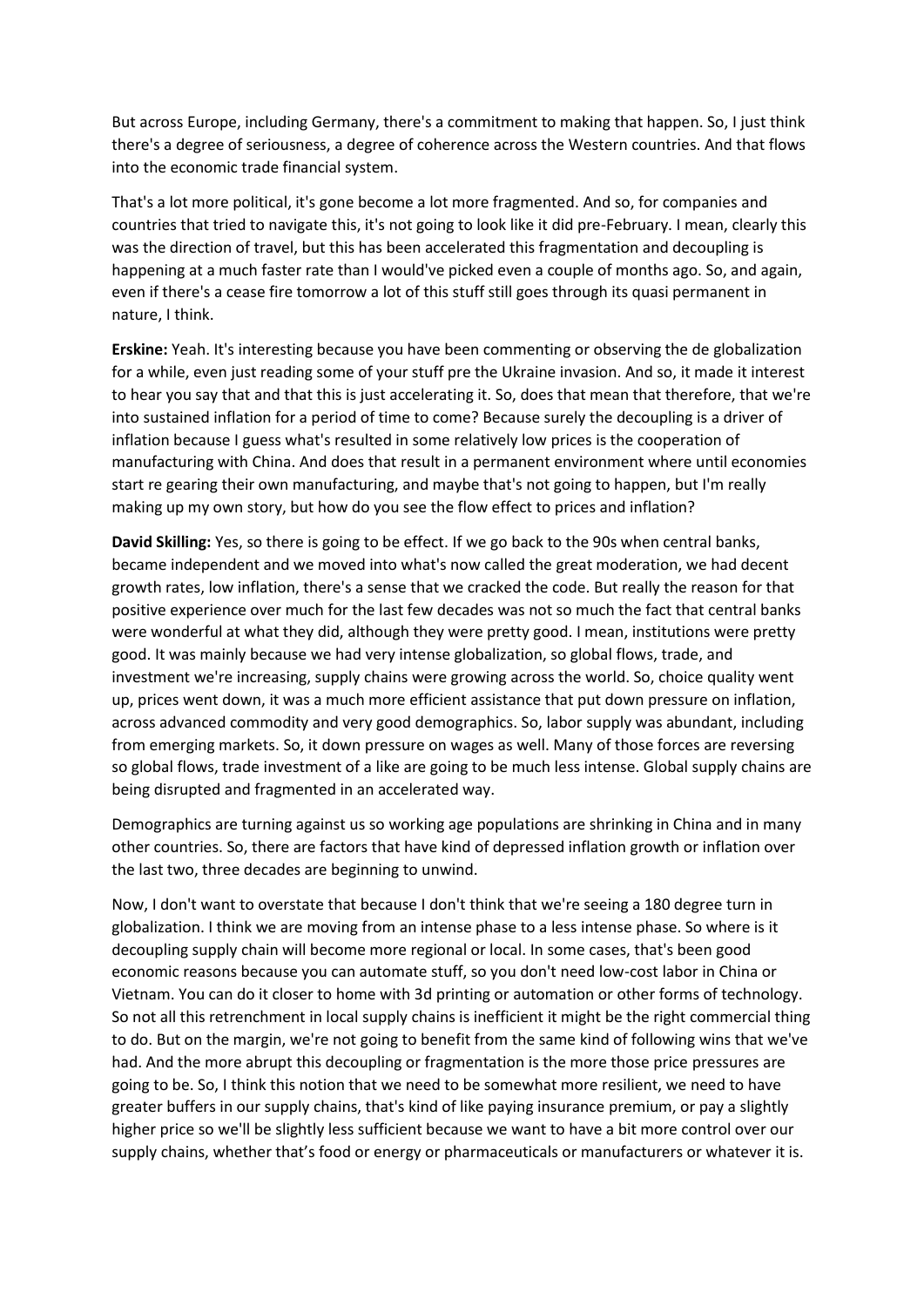But across Europe, including Germany, there's a commitment to making that happen. So, I just think there's a degree of seriousness, a degree of coherence across the Western countries. And that flows into the economic trade financial system.

That's a lot more political, it's gone become a lot more fragmented. And so, for companies and countries that tried to navigate this, it's not going to look like it did pre-February. I mean, clearly this was the direction of travel, but this has been accelerated this fragmentation and decoupling is happening at a much faster rate than I would've picked even a couple of months ago. So, and again, even if there's a cease fire tomorrow a lot of this stuff still goes through its quasi permanent in nature, I think.

**Erskine:** Yeah. It's interesting because you have been commenting or observing the de globalization for a while, even just reading some of your stuff pre the Ukraine invasion. And so, it made it interest to hear you say that and that this is just accelerating it. So, does that mean that therefore, that we're into sustained inflation for a period of time to come? Because surely the decoupling is a driver of inflation because I guess what's resulted in some relatively low prices is the cooperation of manufacturing with China. And does that result in a permanent environment where until economies start re gearing their own manufacturing, and maybe that's not going to happen, but I'm really making up my own story, but how do you see the flow effect to prices and inflation?

**David Skilling:** Yes, so there is going to be effect. If we go back to the 90s when central banks, became independent and we moved into what's now called the great moderation, we had decent growth rates, low inflation, there's a sense that we cracked the code. But really the reason for that positive experience over much for the last few decades was not so much the fact that central banks were wonderful at what they did, although they were pretty good. I mean, institutions were pretty good. It was mainly because we had very intense globalization, so global flows, trade, and investment we're increasing, supply chains were growing across the world. So, choice quality went up, prices went down, it was a much more efficient assistance that put down pressure on inflation, across advanced commodity and very good demographics. So, labor supply was abundant, including from emerging markets. So, it down pressure on wages as well. Many of those forces are reversing so global flows, trade investment of a like are going to be much less intense. Global supply chains are being disrupted and fragmented in an accelerated way.

Demographics are turning against us so working age populations are shrinking in China and in many other countries. So, there are factors that have kind of depressed inflation growth or inflation over the last two, three decades are beginning to unwind.

Now, I don't want to overstate that because I don't think that we're seeing a 180 degree turn in globalization. I think we are moving from an intense phase to a less intense phase. So where is it decoupling supply chain will become more regional or local. In some cases, that's been good economic reasons because you can automate stuff, so you don't need low-cost labor in China or Vietnam. You can do it closer to home with 3d printing or automation or other forms of technology. So not all this retrenchment in local supply chains is inefficient it might be the right commercial thing to do. But on the margin, we're not going to benefit from the same kind of following wins that we've had. And the more abrupt this decoupling or fragmentation is the more those price pressures are going to be. So, I think this notion that we need to be somewhat more resilient, we need to have greater buffers in our supply chains, that's kind of like paying insurance premium, or pay a slightly higher price so we'll be slightly less sufficient because we want to have a bit more control over our supply chains, whether that's food or energy or pharmaceuticals or manufacturers or whatever it is.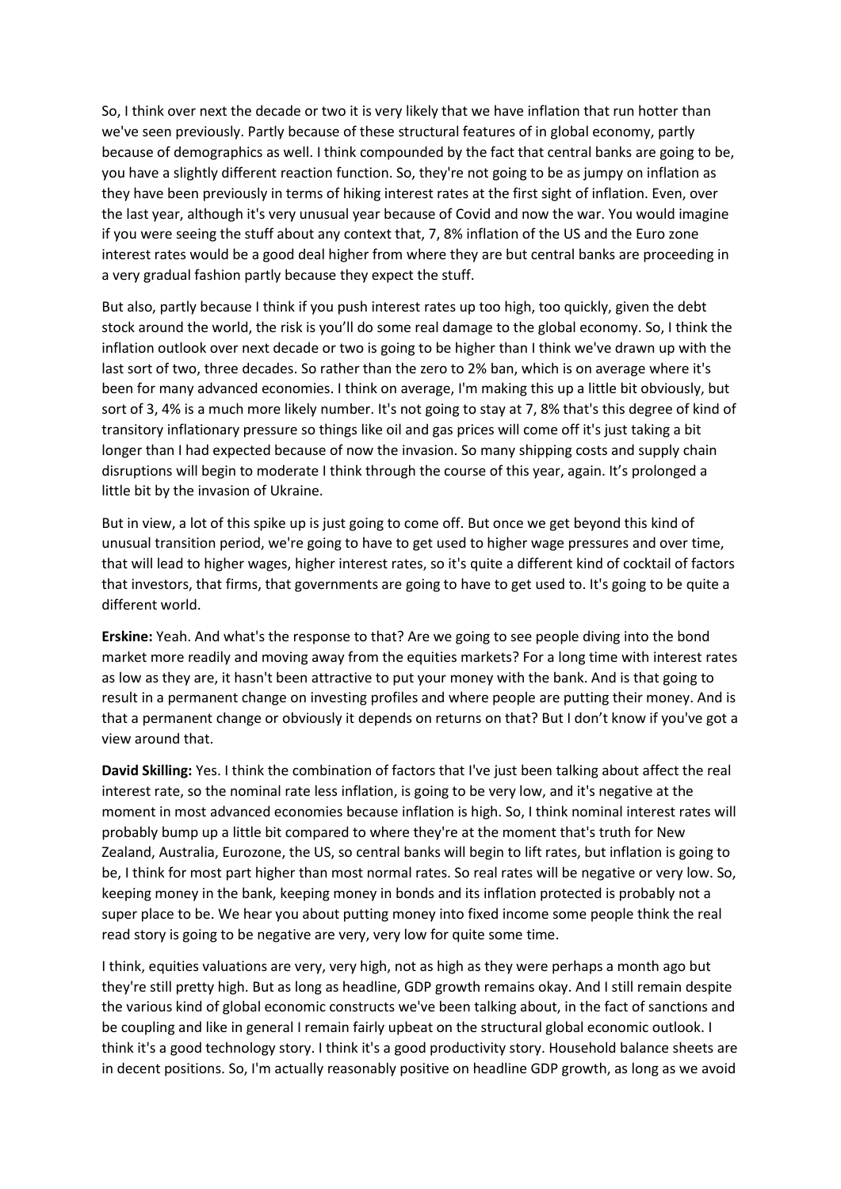So, I think over next the decade or two it is very likely that we have inflation that run hotter than we've seen previously. Partly because of these structural features of in global economy, partly because of demographics as well. I think compounded by the fact that central banks are going to be, you have a slightly different reaction function. So, they're not going to be as jumpy on inflation as they have been previously in terms of hiking interest rates at the first sight of inflation. Even, over the last year, although it's very unusual year because of Covid and now the war. You would imagine if you were seeing the stuff about any context that, 7, 8% inflation of the US and the Euro zone interest rates would be a good deal higher from where they are but central banks are proceeding in a very gradual fashion partly because they expect the stuff.

But also, partly because I think if you push interest rates up too high, too quickly, given the debt stock around the world, the risk is you'll do some real damage to the global economy. So, I think the inflation outlook over next decade or two is going to be higher than I think we've drawn up with the last sort of two, three decades. So rather than the zero to 2% ban, which is on average where it's been for many advanced economies. I think on average, I'm making this up a little bit obviously, but sort of 3, 4% is a much more likely number. It's not going to stay at 7, 8% that's this degree of kind of transitory inflationary pressure so things like oil and gas prices will come off it's just taking a bit longer than I had expected because of now the invasion. So many shipping costs and supply chain disruptions will begin to moderate I think through the course of this year, again. It's prolonged a little bit by the invasion of Ukraine.

But in view, a lot of this spike up is just going to come off. But once we get beyond this kind of unusual transition period, we're going to have to get used to higher wage pressures and over time, that will lead to higher wages, higher interest rates, so it's quite a different kind of cocktail of factors that investors, that firms, that governments are going to have to get used to. It's going to be quite a different world.

**Erskine:** Yeah. And what's the response to that? Are we going to see people diving into the bond market more readily and moving away from the equities markets? For a long time with interest rates as low as they are, it hasn't been attractive to put your money with the bank. And is that going to result in a permanent change on investing profiles and where people are putting their money. And is that a permanent change or obviously it depends on returns on that? But I don't know if you've got a view around that.

**David Skilling:** Yes. I think the combination of factors that I've just been talking about affect the real interest rate, so the nominal rate less inflation, is going to be very low, and it's negative at the moment in most advanced economies because inflation is high. So, I think nominal interest rates will probably bump up a little bit compared to where they're at the moment that's truth for New Zealand, Australia, Eurozone, the US, so central banks will begin to lift rates, but inflation is going to be, I think for most part higher than most normal rates. So real rates will be negative or very low. So, keeping money in the bank, keeping money in bonds and its inflation protected is probably not a super place to be. We hear you about putting money into fixed income some people think the real read story is going to be negative are very, very low for quite some time.

I think, equities valuations are very, very high, not as high as they were perhaps a month ago but they're still pretty high. But as long as headline, GDP growth remains okay. And I still remain despite the various kind of global economic constructs we've been talking about, in the fact of sanctions and be coupling and like in general I remain fairly upbeat on the structural global economic outlook. I think it's a good technology story. I think it's a good productivity story. Household balance sheets are in decent positions. So, I'm actually reasonably positive on headline GDP growth, as long as we avoid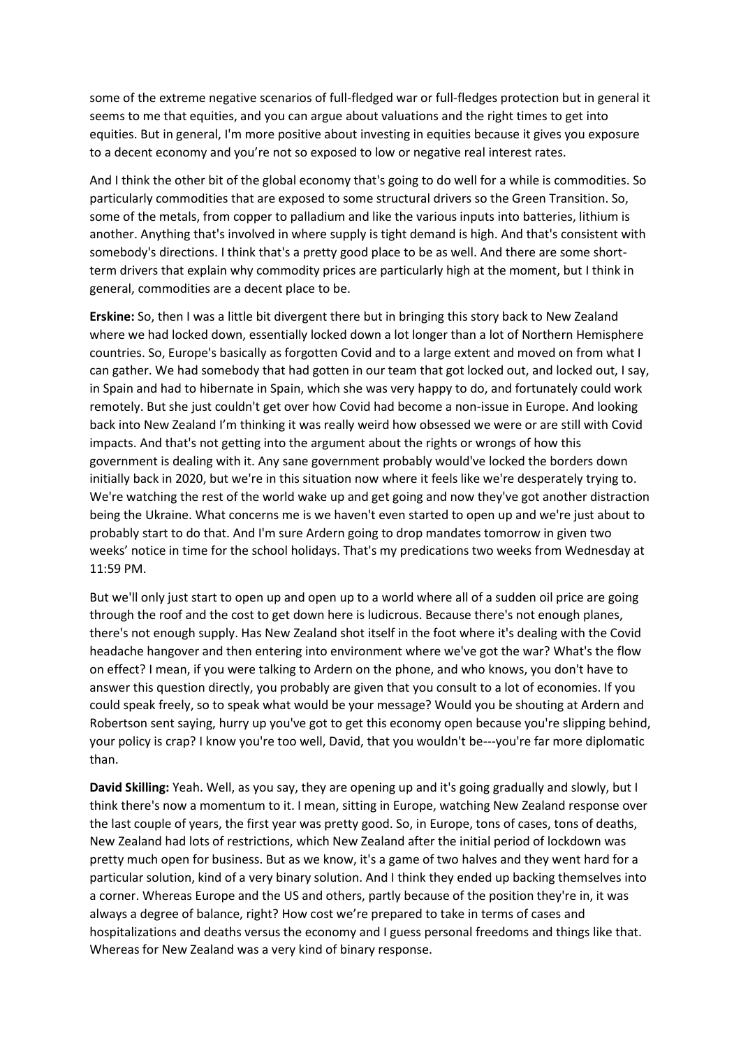some of the extreme negative scenarios of full-fledged war or full-fledges protection but in general it seems to me that equities, and you can argue about valuations and the right times to get into equities. But in general, I'm more positive about investing in equities because it gives you exposure to a decent economy and you're not so exposed to low or negative real interest rates.

And I think the other bit of the global economy that's going to do well for a while is commodities. So particularly commodities that are exposed to some structural drivers so the Green Transition. So, some of the metals, from copper to palladium and like the various inputs into batteries, lithium is another. Anything that's involved in where supply is tight demand is high. And that's consistent with somebody's directions. I think that's a pretty good place to be as well. And there are some short-term drivers that explain why commodity prices are particularly high at the moment, but I think in general, commodities are a decent place to be.

**Erskine:** So, then I was a little bit divergent there but in bringing this story back to New Zealand where we had locked down, essentially locked down a lot longer than a lot of Northern Hemisphere countries. So, Europe's basically as forgotten Covid and to a large extent and moved on from what I can gather. We had somebody that had gotten in our team that got locked out, and locked out, I say, in Spain and had to hibernate in Spain, which she was very happy to do, and fortunately could work remotely. But she just couldn't get over how Covid had become a non-issue in Europe. And looking back into New Zealand I'm thinking it was really weird how obsessed we were or are still with Covid impacts. And that's not getting into the argument about the rights or wrongs of how this government is dealing with it. Any sane government probably would've locked the borders down initially back in 2020, but we're in this situation now where it feels like we're desperately trying to. We're watching the rest of the world wake up and get going and now they've got another distraction being the Ukraine. What concerns me is we haven't even started to open up and we're just about to probably start to do that. And I'm sure Ardern going to drop mandates tomorrow in given two weeks' notice in time for the school holidays. That's my predications two weeks from Wednesday at 11:59 PM.

But we'll only just start to open up and open up to a world where all of a sudden oil price are going through the roof and the cost to get down here is ludicrous. Because there's not enough planes, there's not enough supply. Has New Zealand shot itself in the foot where it's dealing with the Covid headache hangover and then entering into environment where we've got the war? What's the flow on effect? I mean, if you were talking to Ardern on the phone, and who knows, you don't have to answer this question directly, you probably are given that you consult to a lot of economies. If you could speak freely, so to speak what would be your message? Would you be shouting at Ardern and Robertson sent saying, hurry up you've got to get this economy open because you're slipping behind, your policy is crap? I know you're too well, David, that you wouldn't be---you're far more diplomatic than.

**David Skilling:** Yeah. Well, as you say, they are opening up and it's going gradually and slowly, but I think there's now a momentum to it. I mean, sitting in Europe, watching New Zealand response over the last couple of years, the first year was pretty good. So, in Europe, tons of cases, tons of deaths, New Zealand had lots of restrictions, which New Zealand after the initial period of lockdown was pretty much open for business. But as we know, it's a game of two halves and they went hard for a particular solution, kind of a very binary solution. And I think they ended up backing themselves into a corner. Whereas Europe and the US and others, partly because of the position they're in, it was always a degree of balance, right? How cost we're prepared to take in terms of cases and hospitalizations and deaths versus the economy and I guess personal freedoms and things like that. Whereas for New Zealand was a very kind of binary response.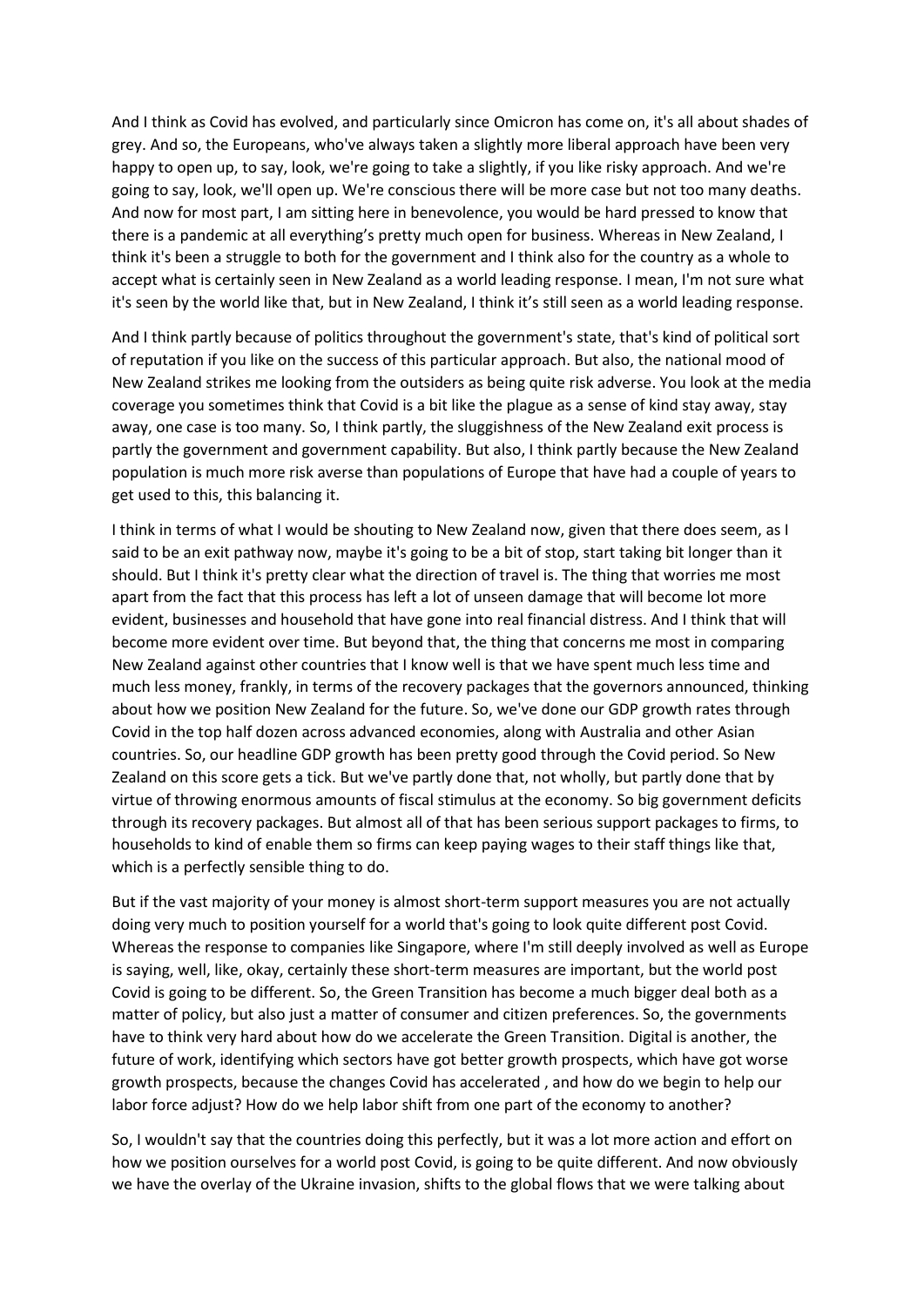And I think as Covid has evolved, and particularly since Omicron has come on, it's all about shades of grey. And so, the Europeans, who've always taken a slightly more liberal approach have been very happy to open up, to say, look, we're going to take a slightly, if you like risky approach. And we're going to say, look, we'll open up. We're conscious there will be more case but not too many deaths. And now for most part, I am sitting here in benevolence, you would be hard pressed to know that there is a pandemic at all everything's pretty much open for business. Whereas in New Zealand, I think it's been a struggle to both for the government and I think also for the country as a whole to accept what is certainly seen in New Zealand as a world leading response. I mean, I'm not sure what it's seen by the world like that, but in New Zealand, I think it's still seen as a world leading response.

And I think partly because of politics throughout the government's state, that's kind of political sort of reputation if you like on the success of this particular approach. But also, the national mood of New Zealand strikes me looking from the outsiders as being quite risk adverse. You look at the media coverage you sometimes think that Covid is a bit like the plague as a sense of kind stay away, stay away, one case is too many. So, I think partly, the sluggishness of the New Zealand exit process is partly the government and government capability. But also, I think partly because the New Zealand population is much more risk averse than populations of Europe that have had a couple of years to get used to this, this balancing it.

I think in terms of what I would be shouting to New Zealand now, given that there does seem, as I said to be an exit pathway now, maybe it's going to be a bit of stop, start taking bit longer than it should. But I think it's pretty clear what the direction of travel is. The thing that worries me most apart from the fact that this process has left a lot of unseen damage that will become lot more evident, businesses and household that have gone into real financial distress. And I think that will become more evident over time. But beyond that, the thing that concerns me most in comparing New Zealand against other countries that I know well is that we have spent much less time and much less money, frankly, in terms of the recovery packages that the governors announced, thinking about how we position New Zealand for the future. So, we've done our GDP growth rates through Covid in the top half dozen across advanced economies, along with Australia and other Asian countries. So, our headline GDP growth has been pretty good through the Covid period. So New Zealand on this score gets a tick. But we've partly done that, not wholly, but partly done that by virtue of throwing enormous amounts of fiscal stimulus at the economy. So big government deficits through its recovery packages. But almost all of that has been serious support packages to firms, to households to kind of enable them so firms can keep paying wages to their staff things like that, which is a perfectly sensible thing to do.

But if the vast majority of your money is almost short-term support measures you are not actually doing very much to position yourself for a world that's going to look quite different post Covid. Whereas the response to companies like Singapore, where I'm still deeply involved as well as Europe is saying, well, like, okay, certainly these short-term measures are important, but the world post Covid is going to be different. So, the Green Transition has become a much bigger deal both as a matter of policy, but also just a matter of consumer and citizen preferences. So, the governments have to think very hard about how do we accelerate the Green Transition. Digital is another, the future of work, identifying which sectors have got better growth prospects, which have got worse growth prospects, because the changes Covid has accelerated , and how do we begin to help our labor force adjust? How do we help labor shift from one part of the economy to another?

So, I wouldn't say that the countries doing this perfectly, but it was a lot more action and effort on how we position ourselves for a world post Covid, is going to be quite different. And now obviously we have the overlay of the Ukraine invasion, shifts to the global flows that we were talking about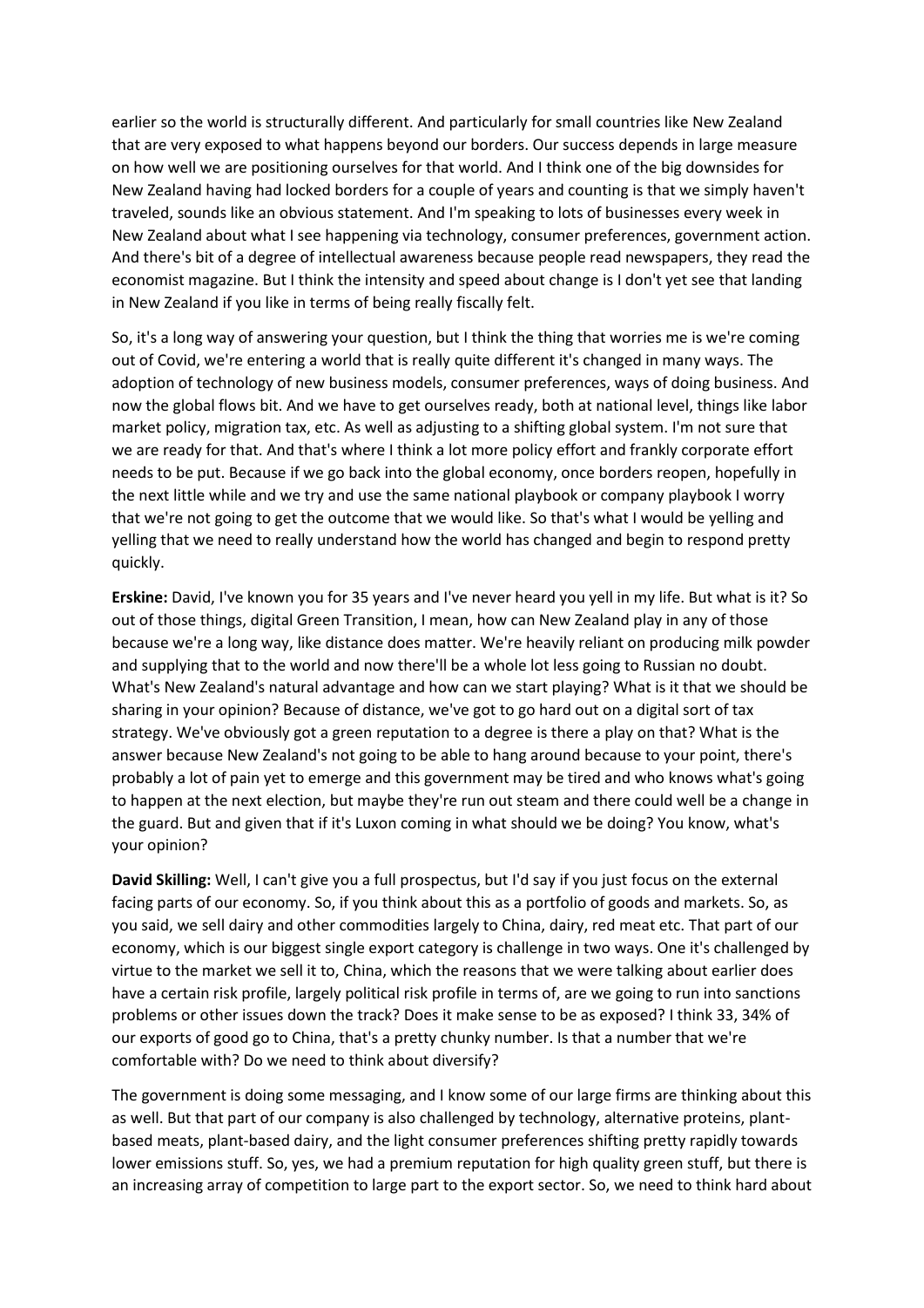earlier so the world is structurally different. And particularly for small countries like New Zealand that are very exposed to what happens beyond our borders. Our success depends in large measure on how well we are positioning ourselves for that world. And I think one of the big downsides for New Zealand having had locked borders for a couple of years and counting is that we simply haven't traveled, sounds like an obvious statement. And I'm speaking to lots of businesses every week in New Zealand about what I see happening via technology, consumer preferences, government action. And there's bit of a degree of intellectual awareness because people read newspapers, they read the economist magazine. But I think the intensity and speed about change is I don't yet see that landing in New Zealand if you like in terms of being really fiscally felt.

So, it's a long way of answering your question, but I think the thing that worries me is we're coming out of Covid, we're entering a world that is really quite different it's changed in many ways. The adoption of technology of new business models, consumer preferences, ways of doing business. And now the global flows bit. And we have to get ourselves ready, both at national level, things like labor market policy, migration tax, etc. As well as adjusting to a shifting global system. I'm not sure that we are ready for that. And that's where I think a lot more policy effort and frankly corporate effort needs to be put. Because if we go back into the global economy, once borders reopen, hopefully in the next little while and we try and use the same national playbook or company playbook I worry that we're not going to get the outcome that we would like. So that's what I would be yelling and yelling that we need to really understand how the world has changed and begin to respond pretty quickly.

**Erskine:** David, I've known you for 35 years and I've never heard you yell in my life. But what is it? So out of those things, digital Green Transition, I mean, how can New Zealand play in any of those because we're a long way, like distance does matter. We're heavily reliant on producing milk powder and supplying that to the world and now there'll be a whole lot less going to Russian no doubt. What's New Zealand's natural advantage and how can we start playing? What is it that we should be sharing in your opinion? Because of distance, we've got to go hard out on a digital sort of tax strategy. We've obviously got a green reputation to a degree is there a play on that? What is the answer because New Zealand's not going to be able to hang around because to your point, there's probably a lot of pain yet to emerge and this government may be tired and who knows what's going to happen at the next election, but maybe they're run out steam and there could well be a change in the guard. But and given that if it's Luxon coming in what should we be doing? You know, what's your opinion?

**David Skilling:** Well, I can't give you a full prospectus, but I'd say if you just focus on the external facing parts of our economy. So, if you think about this as a portfolio of goods and markets. So, as you said, we sell dairy and other commodities largely to China, dairy, red meat etc. That part of our economy, which is our biggest single export category is challenge in two ways. One it's challenged by virtue to the market we sell it to, China, which the reasons that we were talking about earlier does have a certain risk profile, largely political risk profile in terms of, are we going to run into sanctions problems or other issues down the track? Does it make sense to be as exposed? I think 33, 34% of our exports of good go to China, that's a pretty chunky number. Is that a number that we're comfortable with? Do we need to think about diversify?

The government is doing some messaging, and I know some of our large firms are thinking about this as well. But that part of our company is also challenged by technology, alternative proteins, plant-based meats, plant-based dairy, and the light consumer preferences shifting pretty rapidly towards lower emissions stuff. So, yes, we had a premium reputation for high quality green stuff, but there is an increasing array of competition to large part to the export sector. So, we need to think hard about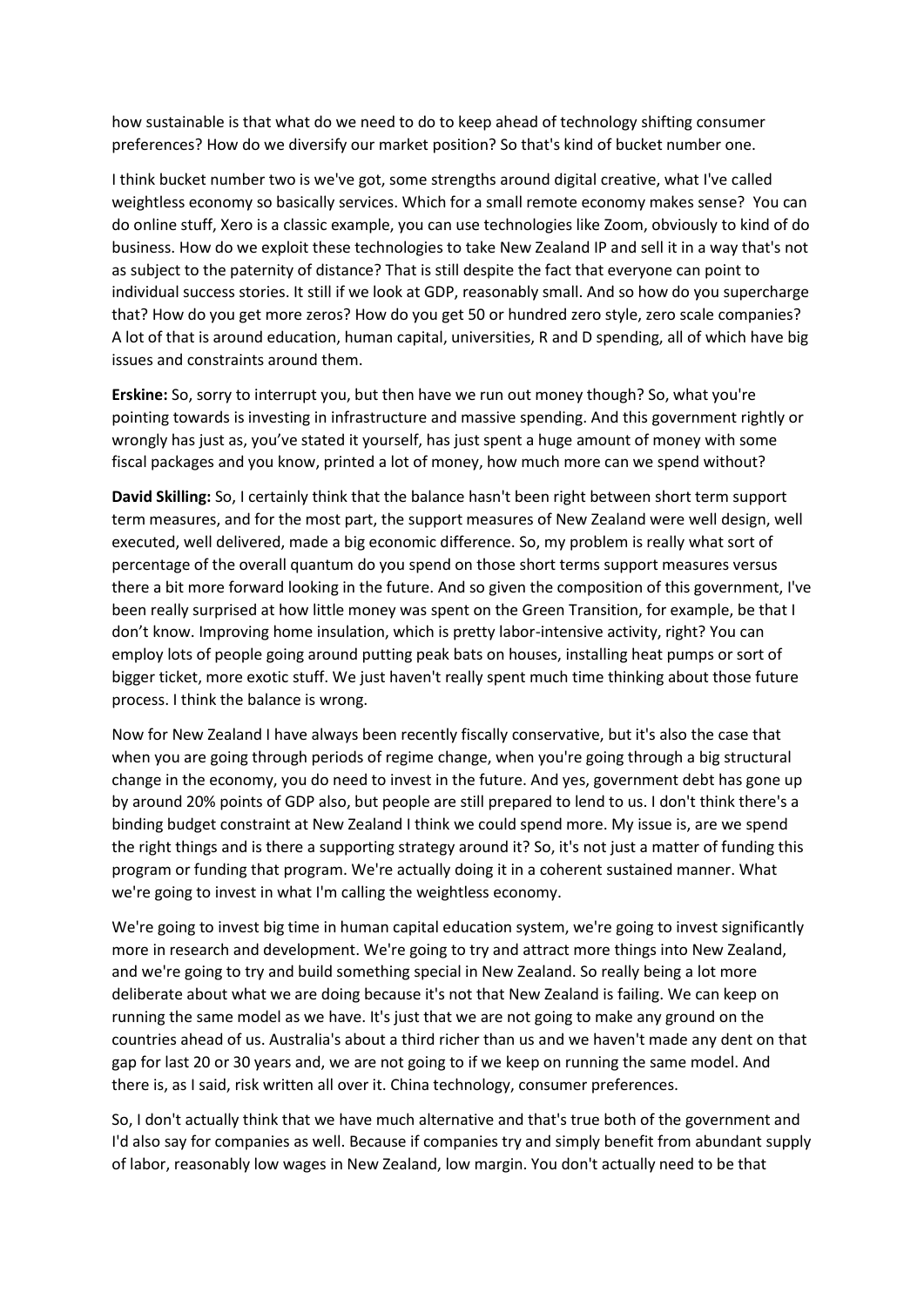how sustainable is that what do we need to do to keep ahead of technology shifting consumer preferences? How do we diversify our market position? So that's kind of bucket number one.

I think bucket number two is we've got, some strengths around digital creative, what I've called weightless economy so basically services. Which for a small remote economy makes sense? You can do online stuff, Xero is a classic example, you can use technologies like Zoom, obviously to kind of do business. How do we exploit these technologies to take New Zealand IP and sell it in a way that's not as subject to the paternity of distance? That is still despite the fact that everyone can point to individual success stories. It still if we look at GDP, reasonably small. And so how do you supercharge that? How do you get more zeros? How do you get 50 or hundred zero style, zero scale companies? A lot of that is around education, human capital, universities, R and D spending, all of which have big issues and constraints around them.

**Erskine:** So, sorry to interrupt you, but then have we run out money though? So, what you're pointing towards is investing in infrastructure and massive spending. And this government rightly or wrongly has just as, you've stated it yourself, has just spent a huge amount of money with some fiscal packages and you know, printed a lot of money, how much more can we spend without?

**David Skilling:** So, I certainly think that the balance hasn't been right between short term support term measures, and for the most part, the support measures of New Zealand were well design, well executed, well delivered, made a big economic difference. So, my problem is really what sort of percentage of the overall quantum do you spend on those short terms support measures versus there a bit more forward looking in the future. And so given the composition of this government, I've been really surprised at how little money was spent on the Green Transition, for example, be that I don't know. Improving home insulation, which is pretty labor-intensive activity, right? You can employ lots of people going around putting peak bats on houses, installing heat pumps or sort of bigger ticket, more exotic stuff. We just haven't really spent much time thinking about those future process. I think the balance is wrong.

Now for New Zealand I have always been recently fiscally conservative, but it's also the case that when you are going through periods of regime change, when you're going through a big structural change in the economy, you do need to invest in the future. And yes, government debt has gone up by around 20% points of GDP also, but people are still prepared to lend to us. I don't think there's a binding budget constraint at New Zealand I think we could spend more. My issue is, are we spend the right things and is there a supporting strategy around it? So, it's not just a matter of funding this program or funding that program. We're actually doing it in a coherent sustained manner. What we're going to invest in what I'm calling the weightless economy.

We're going to invest big time in human capital education system, we're going to invest significantly more in research and development. We're going to try and attract more things into New Zealand, and we're going to try and build something special in New Zealand. So really being a lot more deliberate about what we are doing because it's not that New Zealand is failing. We can keep on running the same model as we have. It's just that we are not going to make any ground on the countries ahead of us. Australia's about a third richer than us and we haven't made any dent on that gap for last 20 or 30 years and, we are not going to if we keep on running the same model. And there is, as I said, risk written all over it. China technology, consumer preferences.

So, I don't actually think that we have much alternative and that's true both of the government and I'd also say for companies as well. Because if companies try and simply benefit from abundant supply of labor, reasonably low wages in New Zealand, low margin. You don't actually need to be that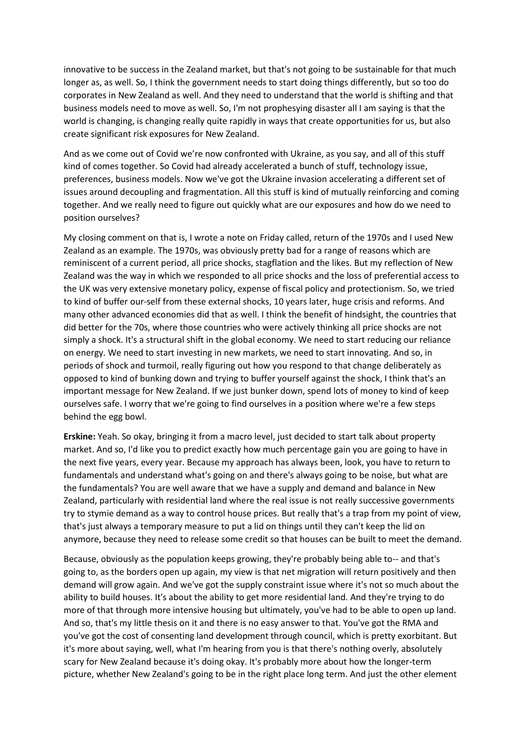innovative to be success in the Zealand market, but that's not going to be sustainable for that much longer as, as well. So, I think the government needs to start doing things differently, but so too do corporates in New Zealand as well. And they need to understand that the world is shifting and that business models need to move as well. So, I'm not prophesying disaster all I am saying is that the world is changing, is changing really quite rapidly in ways that create opportunities for us, but also create significant risk exposures for New Zealand.

And as we come out of Covid we're now confronted with Ukraine, as you say, and all of this stuff kind of comes together. So Covid had already accelerated a bunch of stuff, technology issue, preferences, business models. Now we've got the Ukraine invasion accelerating a different set of issues around decoupling and fragmentation. All this stuff is kind of mutually reinforcing and coming together. And we really need to figure out quickly what are our exposures and how do we need to position ourselves?

My closing comment on that is, I wrote a note on Friday called, return of the 1970s and I used New Zealand as an example. The 1970s, was obviously pretty bad for a range of reasons which are reminiscent of a current period, all price shocks, stagflation and the likes. But my reflection of New Zealand was the way in which we responded to all price shocks and the loss of preferential access to the UK was very extensive monetary policy, expense of fiscal policy and protectionism. So, we tried to kind of buffer our-self from these external shocks, 10 years later, huge crisis and reforms. And many other advanced economies did that as well. I think the benefit of hindsight, the countries that did better for the 70s, where those countries who were actively thinking all price shocks are not simply a shock. It's a structural shift in the global economy. We need to start reducing our reliance on energy. We need to start investing in new markets, we need to start innovating. And so, in periods of shock and turmoil, really figuring out how you respond to that change deliberately as opposed to kind of bunking down and trying to buffer yourself against the shock, I think that's an important message for New Zealand. If we just bunker down, spend lots of money to kind of keep ourselves safe. I worry that we're going to find ourselves in a position where we're a few steps behind the egg bowl.

**Erskine:** Yeah. So okay, bringing it from a macro level, just decided to start talk about property market. And so, I'd like you to predict exactly how much percentage gain you are going to have in the next five years, every year. Because my approach has always been, look, you have to return to fundamentals and understand what's going on and there's always going to be noise, but what are the fundamentals? You are well aware that we have a supply and demand and balance in New Zealand, particularly with residential land where the real issue is not really successive governments try to stymie demand as a way to control house prices. But really that's a trap from my point of view, that's just always a temporary measure to put a lid on things until they can't keep the lid on anymore, because they need to release some credit so that houses can be built to meet the demand.

Because, obviously as the population keeps growing, they're probably being able to-- and that's going to, as the borders open up again, my view is that net migration will return positively and then demand will grow again. And we've got the supply constraint issue where it's not so much about the ability to build houses. It's about the ability to get more residential land. And they're trying to do more of that through more intensive housing but ultimately, you've had to be able to open up land. And so, that's my little thesis on it and there is no easy answer to that. You've got the RMA and you've got the cost of consenting land development through council, which is pretty exorbitant. But it's more about saying, well, what I'm hearing from you is that there's nothing overly, absolutely scary for New Zealand because it's doing okay. It's probably more about how the longer-term picture, whether New Zealand's going to be in the right place long term. And just the other element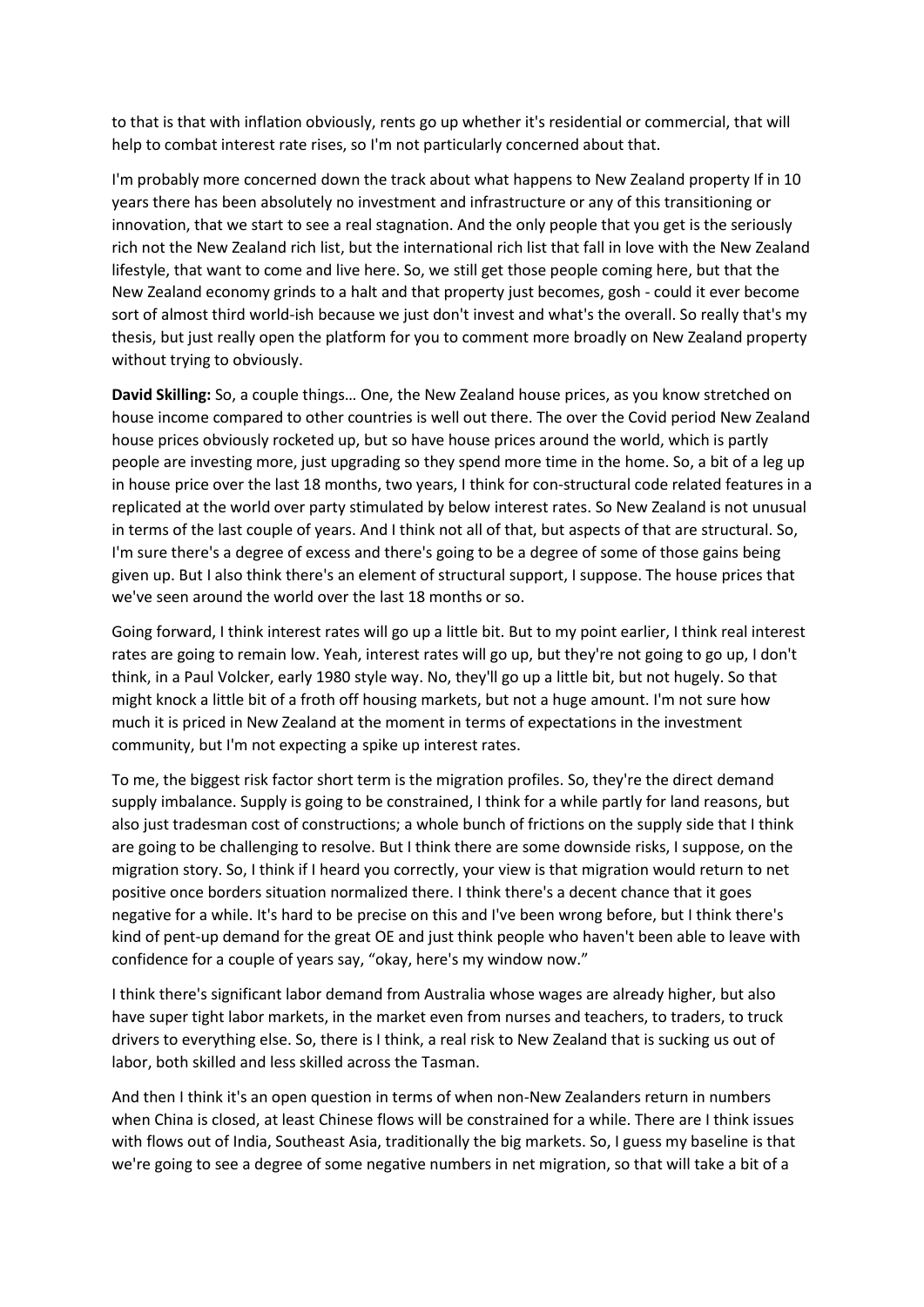to that is that with inflation obviously, rents go up whether it's residential or commercial, that will help to combat interest rate rises, so I'm not particularly concerned about that.

I'm probably more concerned down the track about what happens to New Zealand property If in 10 years there has been absolutely no investment and infrastructure or any of this transitioning or innovation, that we start to see a real stagnation. And the only people that you get is the seriously rich not the New Zealand rich list, but the international rich list that fall in love with the New Zealand lifestyle, that want to come and live here. So, we still get those people coming here, but that the New Zealand economy grinds to a halt and that property just becomes, gosh - could it ever become sort of almost third world-ish because we just don't invest and what's the overall. So really that's my thesis, but just really open the platform for you to comment more broadly on New Zealand property without trying to obviously.

**David Skilling:** So, a couple things… One, the New Zealand house prices, as you know stretched on house income compared to other countries is well out there. The over the Covid period New Zealand house prices obviously rocketed up, but so have house prices around the world, which is partly people are investing more, just upgrading so they spend more time in the home. So, a bit of a leg up in house price over the last 18 months, two years, I think for con-structural code related features in a replicated at the world over party stimulated by below interest rates. So New Zealand is not unusual in terms of the last couple of years. And I think not all of that, but aspects of that are structural. So, I'm sure there's a degree of excess and there's going to be a degree of some of those gains being given up. But I also think there's an element of structural support, I suppose. The house prices that we've seen around the world over the last 18 months or so.

Going forward, I think interest rates will go up a little bit. But to my point earlier, I think real interest rates are going to remain low. Yeah, interest rates will go up, but they're not going to go up, I don't think, in a Paul Volcker, early 1980 style way. No, they'll go up a little bit, but not hugely. So that might knock a little bit of a froth off housing markets, but not a huge amount. I'm not sure how much it is priced in New Zealand at the moment in terms of expectations in the investment community, but I'm not expecting a spike up interest rates.

To me, the biggest risk factor short term is the migration profiles. So, they're the direct demand supply imbalance. Supply is going to be constrained, I think for a while partly for land reasons, but also just tradesman cost of constructions; a whole bunch of frictions on the supply side that I think are going to be challenging to resolve. But I think there are some downside risks, I suppose, on the migration story. So, I think if I heard you correctly, your view is that migration would return to net positive once borders situation normalized there. I think there's a decent chance that it goes negative for a while. It's hard to be precise on this and I've been wrong before, but I think there's kind of pent-up demand for the great OE and just think people who haven't been able to leave with confidence for a couple of years say, "okay, here's my window now."

I think there's significant labor demand from Australia whose wages are already higher, but also have super tight labor markets, in the market even from nurses and teachers, to traders, to truck drivers to everything else. So, there is I think, a real risk to New Zealand that is sucking us out of labor, both skilled and less skilled across the Tasman.

And then I think it's an open question in terms of when non-New Zealanders return in numbers when China is closed, at least Chinese flows will be constrained for a while. There are I think issues with flows out of India, Southeast Asia, traditionally the big markets. So, I guess my baseline is that we're going to see a degree of some negative numbers in net migration, so that will take a bit of a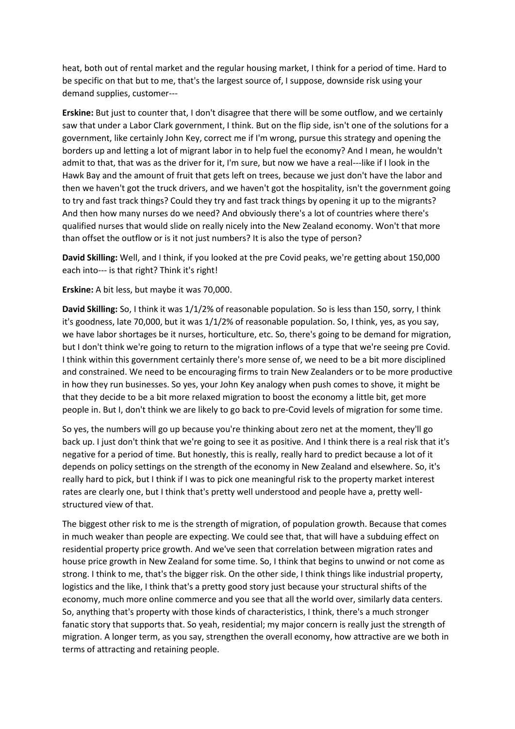heat, both out of rental market and the regular housing market, I think for a period of time. Hard to be specific on that but to me, that's the largest source of, I suppose, downside risk using your demand supplies, customer---

**Erskine:** But just to counter that, I don't disagree that there will be some outflow, and we certainly saw that under a Labor Clark government, I think. But on the flip side, isn't one of the solutions for a government, like certainly John Key, correct me if I'm wrong, pursue this strategy and opening the borders up and letting a lot of migrant labor in to help fuel the economy? And I mean, he wouldn't admit to that, that was as the driver for it, I'm sure, but now we have a real---like if I look in the Hawk Bay and the amount of fruit that gets left on trees, because we just don't have the labor and then we haven't got the truck drivers, and we haven't got the hospitality, isn't the government going to try and fast track things? Could they try and fast track things by opening it up to the migrants? And then how many nurses do we need? And obviously there's a lot of countries where there's qualified nurses that would slide on really nicely into the New Zealand economy. Won't that more than offset the outflow or is it not just numbers? It is also the type of person?

**David Skilling:** Well, and I think, if you looked at the pre Covid peaks, we're getting about 150,000 each into--- is that right? Think it's right!

**Erskine:** A bit less, but maybe it was 70,000.

**David Skilling:** So, I think it was 1/1/2% of reasonable population. So is less than 150, sorry, I think it's goodness, late 70,000, but it was 1/1/2% of reasonable population. So, I think, yes, as you say, we have labor shortages be it nurses, horticulture, etc. So, there's going to be demand for migration, but I don't think we're going to return to the migration inflows of a type that we're seeing pre Covid. I think within this government certainly there's more sense of, we need to be a bit more disciplined and constrained. We need to be encouraging firms to train New Zealanders or to be more productive in how they run businesses. So yes, your John Key analogy when push comes to shove, it might be that they decide to be a bit more relaxed migration to boost the economy a little bit, get more people in. But I, don't think we are likely to go back to pre-Covid levels of migration for some time.

So yes, the numbers will go up because you're thinking about zero net at the moment, they'll go back up. I just don't think that we're going to see it as positive. And I think there is a real risk that it's negative for a period of time. But honestly, this is really, really hard to predict because a lot of it depends on policy settings on the strength of the economy in New Zealand and elsewhere. So, it's really hard to pick, but I think if I was to pick one meaningful risk to the property market interest rates are clearly one, but I think that's pretty well understood and people have a, pretty well-structured view of that.

The biggest other risk to me is the strength of migration, of population growth. Because that comes in much weaker than people are expecting. We could see that, that will have a subduing effect on residential property price growth. And we've seen that correlation between migration rates and house price growth in New Zealand for some time. So, I think that begins to unwind or not come as strong. I think to me, that's the bigger risk. On the other side, I think things like industrial property, logistics and the like, I think that's a pretty good story just because your structural shifts of the economy, much more online commerce and you see that all the world over, similarly data centers. So, anything that's property with those kinds of characteristics, I think, there's a much stronger fanatic story that supports that. So yeah, residential; my major concern is really just the strength of migration. A longer term, as you say, strengthen the overall economy, how attractive are we both in terms of attracting and retaining people.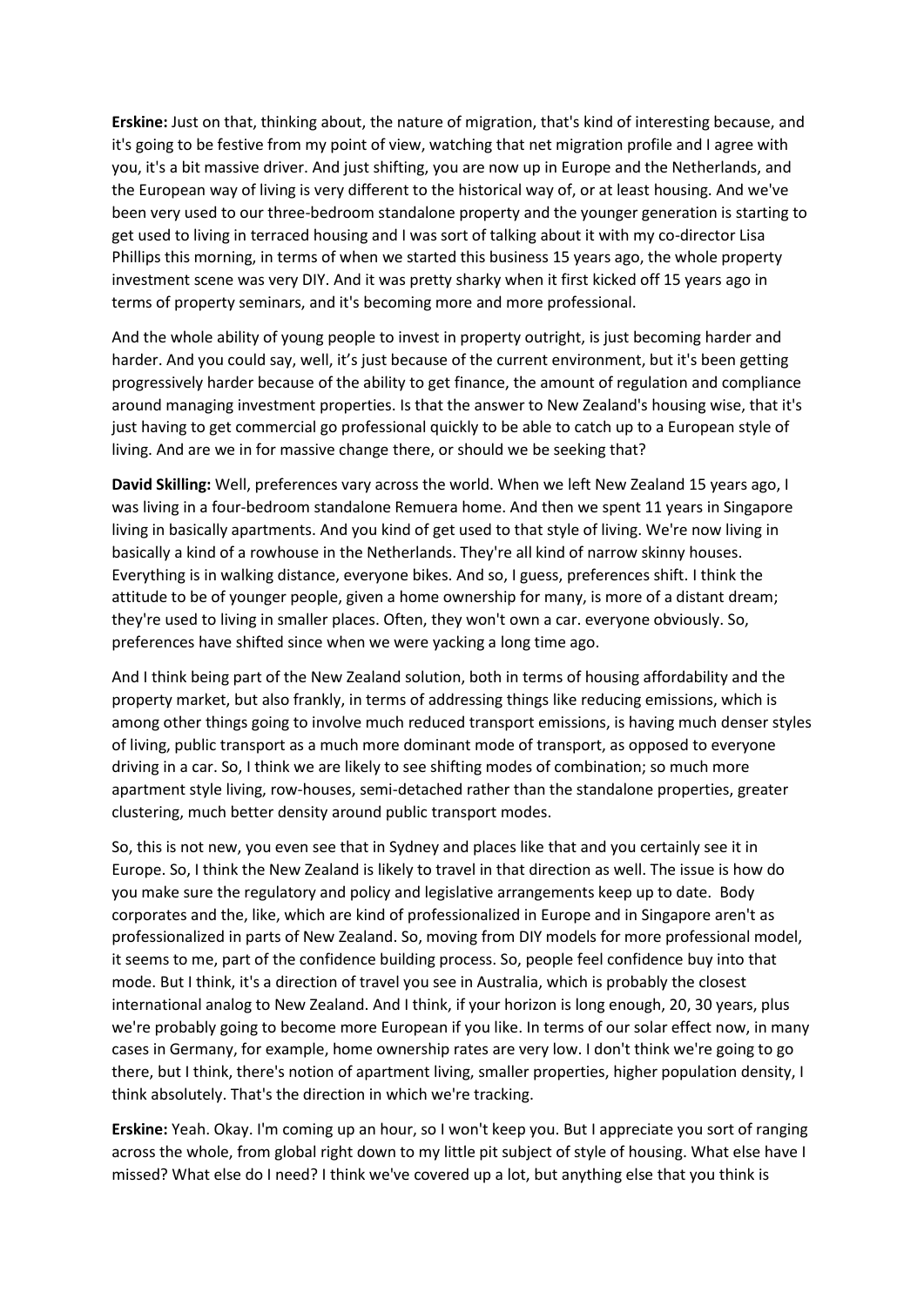**Erskine:** Just on that, thinking about, the nature of migration, that's kind of interesting because, and it's going to be festive from my point of view, watching that net migration profile and I agree with you, it's a bit massive driver. And just shifting, you are now up in Europe and the Netherlands, and the European way of living is very different to the historical way of, or at least housing. And we've been very used to our three-bedroom standalone property and the younger generation is starting to get used to living in terraced housing and I was sort of talking about it with my co-director Lisa Phillips this morning, in terms of when we started this business 15 years ago, the whole property investment scene was very DIY. And it was pretty sharky when it first kicked off 15 years ago in terms of property seminars, and it's becoming more and more professional.

And the whole ability of young people to invest in property outright, is just becoming harder and harder. And you could say, well, it's just because of the current environment, but it's been getting progressively harder because of the ability to get finance, the amount of regulation and compliance around managing investment properties. Is that the answer to New Zealand's housing wise, that it's just having to get commercial go professional quickly to be able to catch up to a European style of living. And are we in for massive change there, or should we be seeking that?

**David Skilling:** Well, preferences vary across the world. When we left New Zealand 15 years ago, I was living in a four-bedroom standalone Remuera home. And then we spent 11 years in Singapore living in basically apartments. And you kind of get used to that style of living. We're now living in basically a kind of a rowhouse in the Netherlands. They're all kind of narrow skinny houses. Everything is in walking distance, everyone bikes. And so, I guess, preferences shift. I think the attitude to be of younger people, given a home ownership for many, is more of a distant dream; they're used to living in smaller places. Often, they won't own a car. everyone obviously. So, preferences have shifted since when we were yacking a long time ago.

And I think being part of the New Zealand solution, both in terms of housing affordability and the property market, but also frankly, in terms of addressing things like reducing emissions, which is among other things going to involve much reduced transport emissions, is having much denser styles of living, public transport as a much more dominant mode of transport, as opposed to everyone driving in a car. So, I think we are likely to see shifting modes of combination; so much more apartment style living, row-houses, semi-detached rather than the standalone properties, greater clustering, much better density around public transport modes.

So, this is not new, you even see that in Sydney and places like that and you certainly see it in Europe. So, I think the New Zealand is likely to travel in that direction as well. The issue is how do you make sure the regulatory and policy and legislative arrangements keep up to date. Body corporates and the, like, which are kind of professionalized in Europe and in Singapore aren't as professionalized in parts of New Zealand. So, moving from DIY models for more professional model, it seems to me, part of the confidence building process. So, people feel confidence buy into that mode. But I think, it's a direction of travel you see in Australia, which is probably the closest international analog to New Zealand. And I think, if your horizon is long enough, 20, 30 years, plus we're probably going to become more European if you like. In terms of our solar effect now, in many cases in Germany, for example, home ownership rates are very low. I don't think we're going to go there, but I think, there's notion of apartment living, smaller properties, higher population density, I think absolutely. That's the direction in which we're tracking.

**Erskine:** Yeah. Okay. I'm coming up an hour, so I won't keep you. But I appreciate you sort of ranging across the whole, from global right down to my little pit subject of style of housing. What else have I missed? What else do I need? I think we've covered up a lot, but anything else that you think is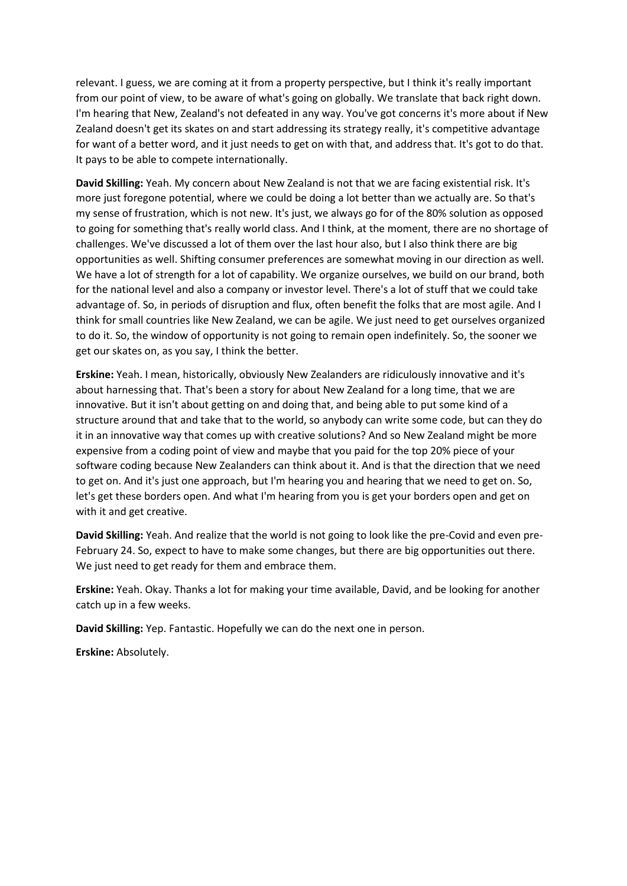relevant. I guess, we are coming at it from a property perspective, but I think it's really important from our point of view, to be aware of what's going on globally. We translate that back right down. I'm hearing that New, Zealand's not defeated in any way. You've got concerns it's more about if New Zealand doesn't get its skates on and start addressing its strategy really, it's competitive advantage for want of a better word, and it just needs to get on with that, and address that. It's got to do that. It pays to be able to compete internationally.

**David Skilling:** Yeah. My concern about New Zealand is not that we are facing existential risk. It's more just foregone potential, where we could be doing a lot better than we actually are. So that's my sense of frustration, which is not new. It's just, we always go for of the 80% solution as opposed to going for something that's really world class. And I think, at the moment, there are no shortage of challenges. We've discussed a lot of them over the last hour also, but I also think there are big opportunities as well. Shifting consumer preferences are somewhat moving in our direction as well. We have a lot of strength for a lot of capability. We organize ourselves, we build on our brand, both for the national level and also a company or investor level. There's a lot of stuff that we could take advantage of. So, in periods of disruption and flux, often benefit the folks that are most agile. And I think for small countries like New Zealand, we can be agile. We just need to get ourselves organized to do it. So, the window of opportunity is not going to remain open indefinitely. So, the sooner we get our skates on, as you say, I think the better.

**Erskine:** Yeah. I mean, historically, obviously New Zealanders are ridiculously innovative and it's about harnessing that. That's been a story for about New Zealand for a long time, that we are innovative. But it isn't about getting on and doing that, and being able to put some kind of a structure around that and take that to the world, so anybody can write some code, but can they do it in an innovative way that comes up with creative solutions? And so New Zealand might be more expensive from a coding point of view and maybe that you paid for the top 20% piece of your software coding because New Zealanders can think about it. And is that the direction that we need to get on. And it's just one approach, but I'm hearing you and hearing that we need to get on. So, let's get these borders open. And what I'm hearing from you is get your borders open and get on with it and get creative.

**David Skilling:** Yeah. And realize that the world is not going to look like the pre-Covid and even pre-February 24. So, expect to have to make some changes, but there are big opportunities out there. We just need to get ready for them and embrace them.

**Erskine:** Yeah. Okay. Thanks a lot for making your time available, David, and be looking for another catch up in a few weeks.

**David Skilling:** Yep. Fantastic. Hopefully we can do the next one in person.

**Erskine:** Absolutely.